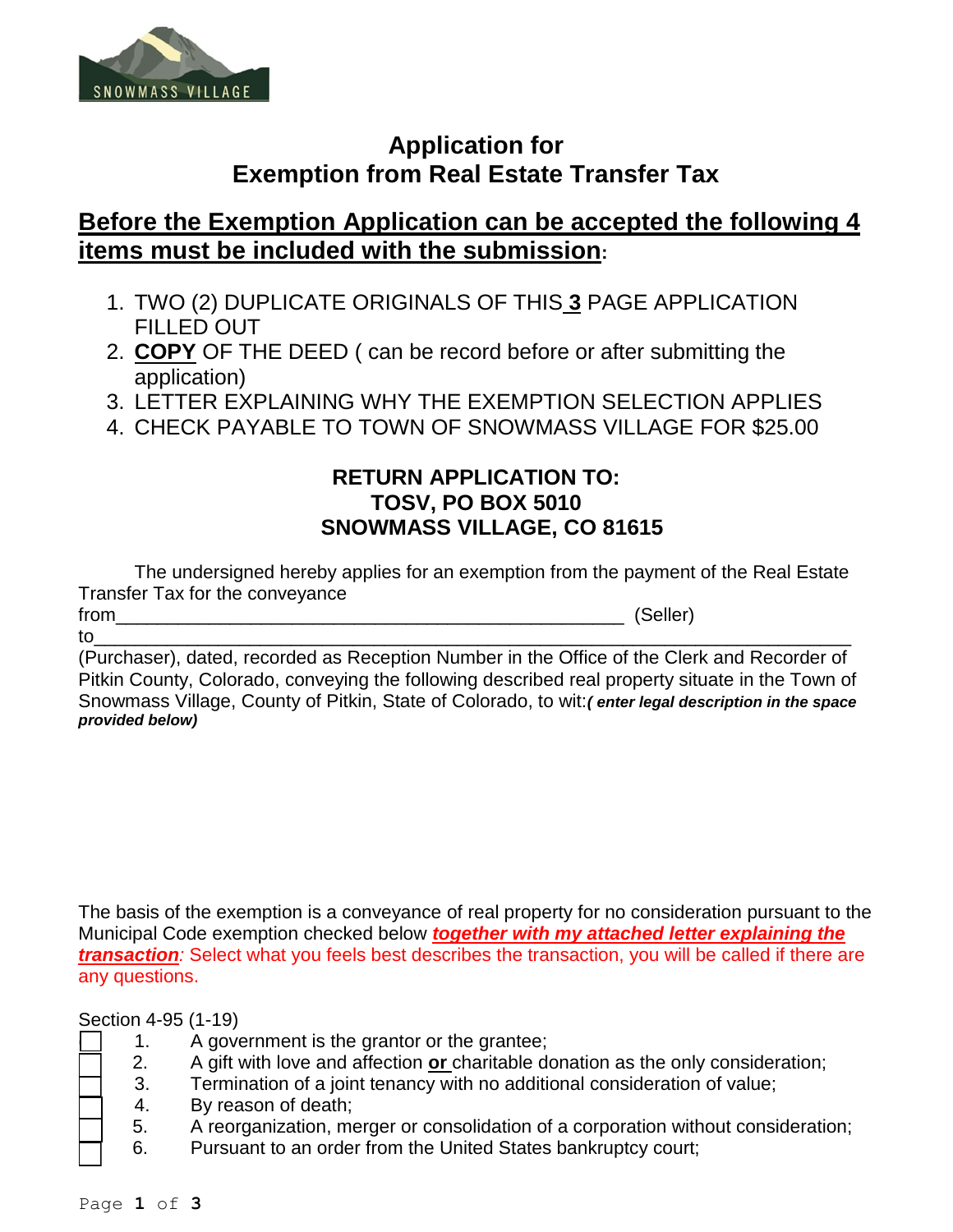# Application for Exemption from Real Estate Transfer Tax

## Before the Exemption Application can be accepted the following 4 items must be included with the submission:

1. TWO (2) DUPLICATE ORIGINALS OF THIS **3** PAGE APPLICATION FILLED OUT
2. **COPY** OF THE DEED ( can be record before or after submitting the application)
3. LETTER EXPLAINING WHY THE EXEMPTION SELECTION APPLIES
4. CHECK PAYABLE TO TOWN OF SNOWMASS VILLAGE FOR $25.00

**RETURN APPLICATION TO:**
**TOSV, PO BOX 5010**
**SNOWMASS VILLAGE, CO 81615**

The undersigned hereby applies for an exemption from the payment of the Real Estate Transfer Tax for the conveyance

from_______________________________________________ (Seller)

to______________________________________________________________________

(Purchaser), dated, recorded as Reception Number in the Office of the Clerk and Recorder of Pitkin County, Colorado, conveying the following described real property situate in the Town of Snowmass Village, County of Pitkin, State of Colorado, to wit:***( enter legal description in the space provided below)***

The basis of the exemption is a conveyance of real property for no consideration pursuant to the Municipal Code exemption checked below ***together with my attached letter explaining the transaction***: Select what you feels best describes the transaction, you will be called if there are any questions.

Section 4-95 (1-19)

- [ ] 1. A government is the grantor or the grantee;
- [ ] 2. A gift with love and affection **or** charitable donation as the only consideration;
- [ ] 3. Termination of a joint tenancy with no additional consideration of value;
- [ ] 4. By reason of death;
- [ ] 5. A reorganization, merger or consolidation of a corporation without consideration;
- [ ] 6. Pursuant to an order from the United States bankruptcy court;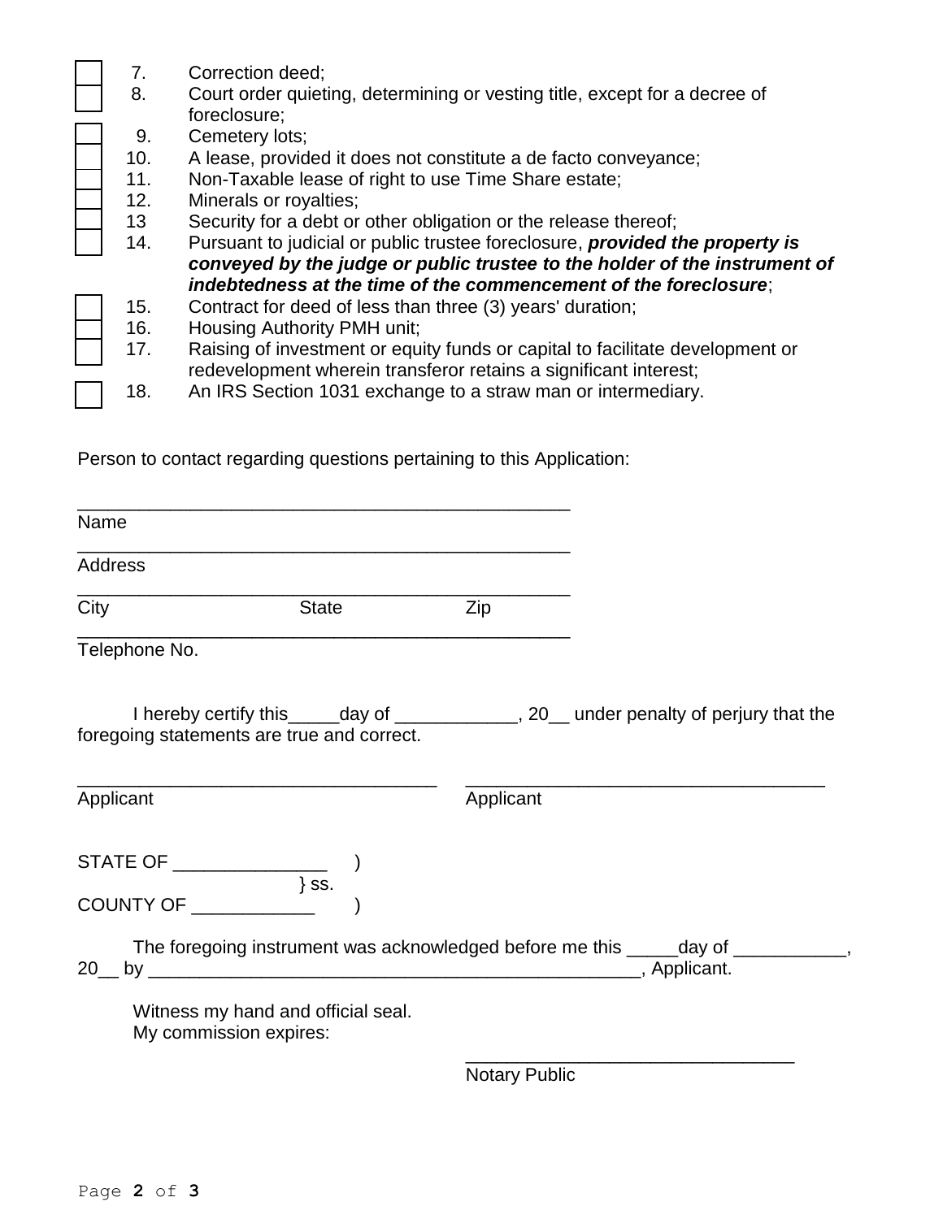- [ ] 7. Correction deed;
- [ ] 8. Court order quieting, determining or vesting title, except for a decree of foreclosure;
- [ ] 9. Cemetery lots;
- [ ] 10. A lease, provided it does not constitute a de facto conveyance;
- [ ] 11. Non-Taxable lease of right to use Time Share estate;
- [ ] 12. Minerals or royalties;
- [ ] 13 Security for a debt or other obligation or the release thereof;
- [ ] 14. Pursuant to judicial or public trustee foreclosure, ***provided the property is conveyed by the judge or public trustee to the holder of the instrument of indebtedness at the time of the commencement of the foreclosure***;
- [ ] 15. Contract for deed of less than three (3) years' duration;
- [ ] 16. Housing Authority PMH unit;
- [ ] 17. Raising of investment or equity funds or capital to facilitate development or redevelopment wherein transferor retains a significant interest;
- [ ] 18. An IRS Section 1031 exchange to a straw man or intermediary.

Person to contact regarding questions pertaining to this Application:

_______________________________________________
Name

_______________________________________________
Address

_______________________________________________
City State Zip

_______________________________________________
Telephone No.

I hereby certify this_____day of ____________, 20__ under penalty of perjury that the foregoing statements are true and correct.

___________________________________ ___________________________________
Applicant Applicant

STATE OF _______________ )
} ss.
COUNTY OF ____________ )

The foregoing instrument was acknowledged before me this _____day of ___________, 20__ by ________________________________________________, Applicant.

Witness my hand and official seal.
My commission expires:

________________________________
Notary Public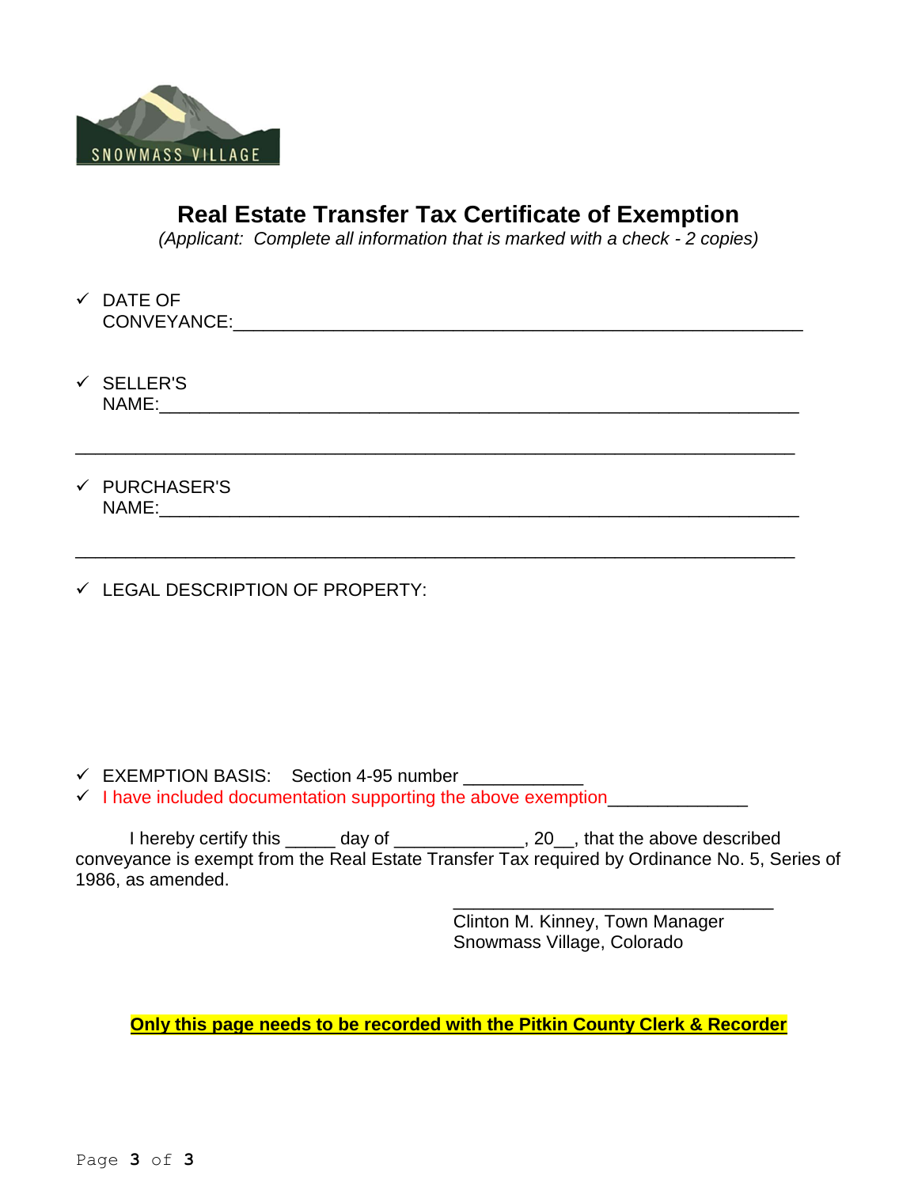SNOWMASS VILLAGE

# Real Estate Transfer Tax Certificate of Exemption

*(Applicant: Complete all information that is marked with a check - 2 copies)*

✓ DATE OF CONVEYANCE:______________________________________________________

✓ SELLER'S NAME:______________________________________________________________

______________________________________________________________________

✓ PURCHASER'S NAME:___________________________________________________________

______________________________________________________________________

✓ LEGAL DESCRIPTION OF PROPERTY:

✓ EXEMPTION BASIS: Section 4-95 number ____________

✓ I have included documentation supporting the above exemption_____________

I hereby certify this _____ day of _____________, 20__, that the above described conveyance is exempt from the Real Estate Transfer Tax required by Ordinance No. 5, Series of 1986, as amended.

_________________________________
Clinton M. Kinney, Town Manager
Snowmass Village, Colorado

**Only this page needs to be recorded with the Pitkin County Clerk & Recorder**